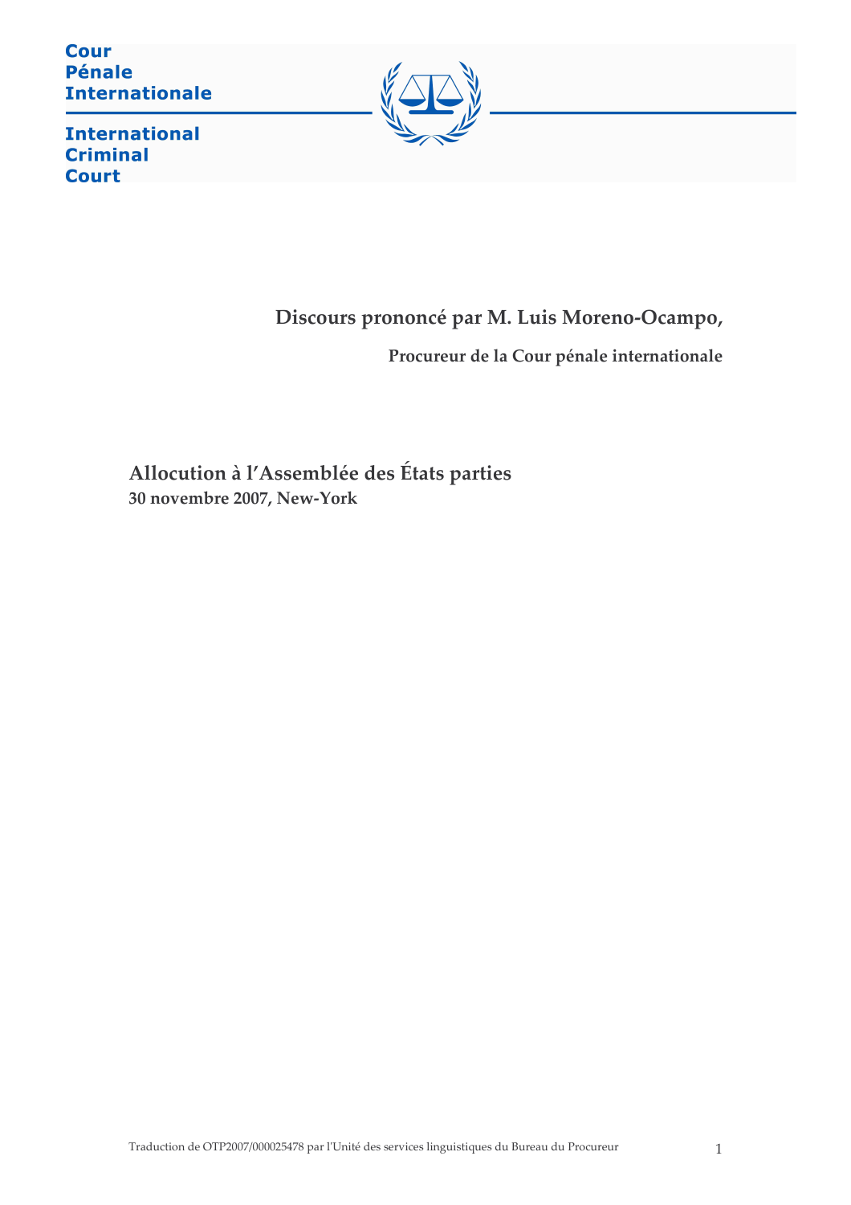Cour
Pénale
Internationale

International
Criminal
Court

# Discours prononcé par M. Luis Moreno-Ocampo,

## Procureur de la Cour pénale internationale

## Allocution à l'Assemblée des États parties

**30 novembre 2007, New-York**

Traduction de OTP2007/000025478 par l'Unité des services linguistiques du Bureau du Procureur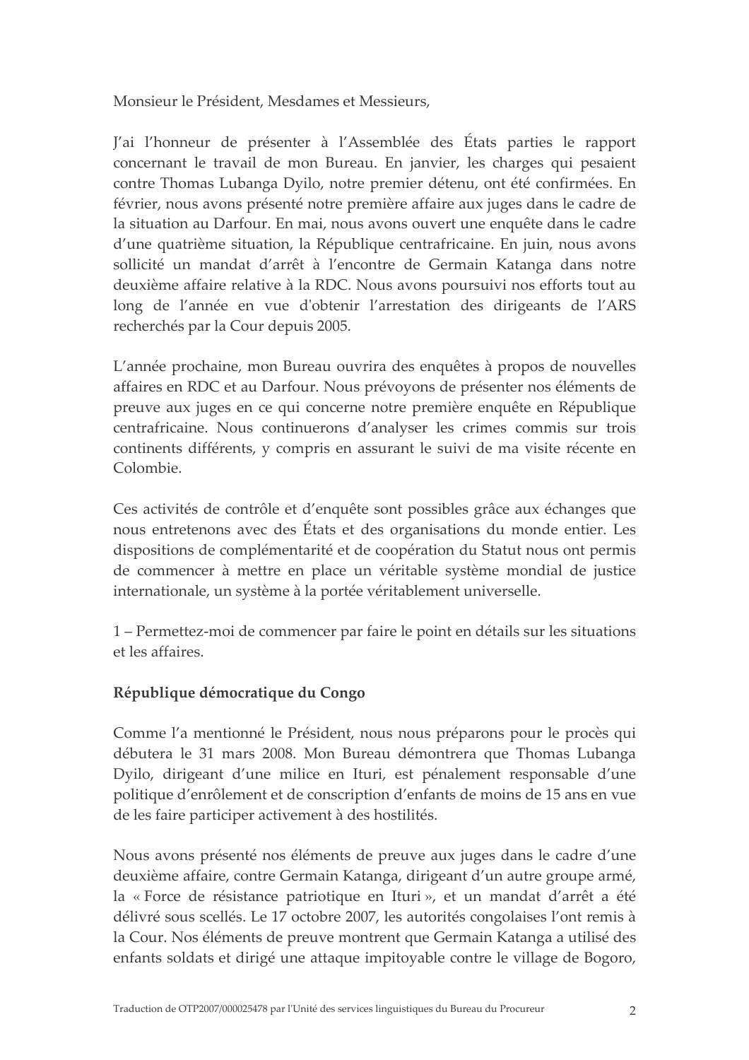Monsieur le Président, Mesdames et Messieurs,

J'ai l'honneur de présenter à l'Assemblée des États parties le rapport concernant le travail de mon Bureau. En janvier, les charges qui pesaient contre Thomas Lubanga Dyilo, notre premier détenu, ont été confirmées. En février, nous avons présenté notre première affaire aux juges dans le cadre de la situation au Darfour. En mai, nous avons ouvert une enquête dans le cadre d'une quatrième situation, la République centrafricaine. En juin, nous avons sollicité un mandat d'arrêt à l'encontre de Germain Katanga dans notre deuxième affaire relative à la RDC. Nous avons poursuivi nos efforts tout au long de l'année en vue d'obtenir l'arrestation des dirigeants de l'ARS recherchés par la Cour depuis 2005.

L'année prochaine, mon Bureau ouvrira des enquêtes à propos de nouvelles affaires en RDC et au Darfour. Nous prévoyons de présenter nos éléments de preuve aux juges en ce qui concerne notre première enquête en République centrafricaine. Nous continuerons d'analyser les crimes commis sur trois continents différents, y compris en assurant le suivi de ma visite récente en Colombie.

Ces activités de contrôle et d'enquête sont possibles grâce aux échanges que nous entretenons avec des États et des organisations du monde entier. Les dispositions de complémentarité et de coopération du Statut nous ont permis de commencer à mettre en place un véritable système mondial de justice internationale, un système à la portée véritablement universelle.

1 – Permettez-moi de commencer par faire le point en détails sur les situations et les affaires.

**République démocratique du Congo**

Comme l'a mentionné le Président, nous nous préparons pour le procès qui débutera le 31 mars 2008. Mon Bureau démontrera que Thomas Lubanga Dyilo, dirigeant d'une milice en Ituri, est pénalement responsable d'une politique d'enrôlement et de conscription d'enfants de moins de 15 ans en vue de les faire participer activement à des hostilités.

Nous avons présenté nos éléments de preuve aux juges dans le cadre d'une deuxième affaire, contre Germain Katanga, dirigeant d'un autre groupe armé, la « Force de résistance patriotique en Ituri », et un mandat d'arrêt a été délivré sous scellés. Le 17 octobre 2007, les autorités congolaises l'ont remis à la Cour. Nos éléments de preuve montrent que Germain Katanga a utilisé des enfants soldats et dirigé une attaque impitoyable contre le village de Bogoro,

Traduction de OTP2007/000025478 par l'Unité des services linguistiques du Bureau du Procureur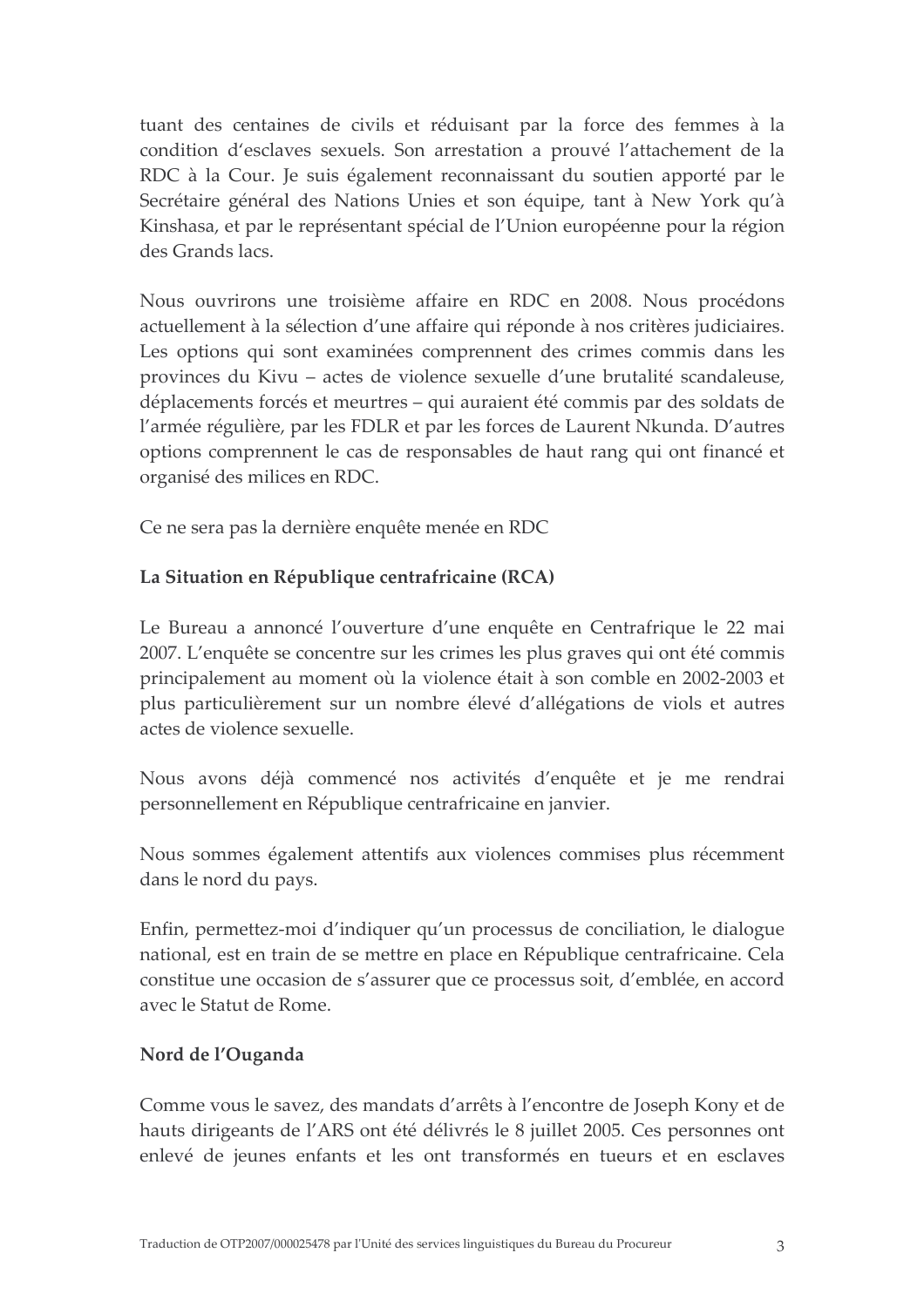tuant des centaines de civils et réduisant par la force des femmes à la condition d'esclaves sexuels. Son arrestation a prouvé l'attachement de la RDC à la Cour. Je suis également reconnaissant du soutien apporté par le Secrétaire général des Nations Unies et son équipe, tant à New York qu'à Kinshasa, et par le représentant spécial de l'Union européenne pour la région des Grands lacs.

Nous ouvrirons une troisième affaire en RDC en 2008. Nous procédons actuellement à la sélection d'une affaire qui réponde à nos critères judiciaires. Les options qui sont examinées comprennent des crimes commis dans les provinces du Kivu – actes de violence sexuelle d'une brutalité scandaleuse, déplacements forcés et meurtres – qui auraient été commis par des soldats de l'armée régulière, par les FDLR et par les forces de Laurent Nkunda. D'autres options comprennent le cas de responsables de haut rang qui ont financé et organisé des milices en RDC.

Ce ne sera pas la dernière enquête menée en RDC

**La Situation en République centrafricaine (RCA)**

Le Bureau a annoncé l'ouverture d'une enquête en Centrafrique le 22 mai 2007. L'enquête se concentre sur les crimes les plus graves qui ont été commis principalement au moment où la violence était à son comble en 2002-2003 et plus particulièrement sur un nombre élevé d'allégations de viols et autres actes de violence sexuelle.

Nous avons déjà commencé nos activités d'enquête et je me rendrai personnellement en République centrafricaine en janvier.

Nous sommes également attentifs aux violences commises plus récemment dans le nord du pays.

Enfin, permettez-moi d'indiquer qu'un processus de conciliation, le dialogue national, est en train de se mettre en place en République centrafricaine. Cela constitue une occasion de s'assurer que ce processus soit, d'emblée, en accord avec le Statut de Rome.

**Nord de l'Ouganda**

Comme vous le savez, des mandats d'arrêts à l'encontre de Joseph Kony et de hauts dirigeants de l'ARS ont été délivrés le 8 juillet 2005. Ces personnes ont enlevé de jeunes enfants et les ont transformés en tueurs et en esclaves

Traduction de OTP2007/000025478 par l'Unité des services linguistiques du Bureau du Procureur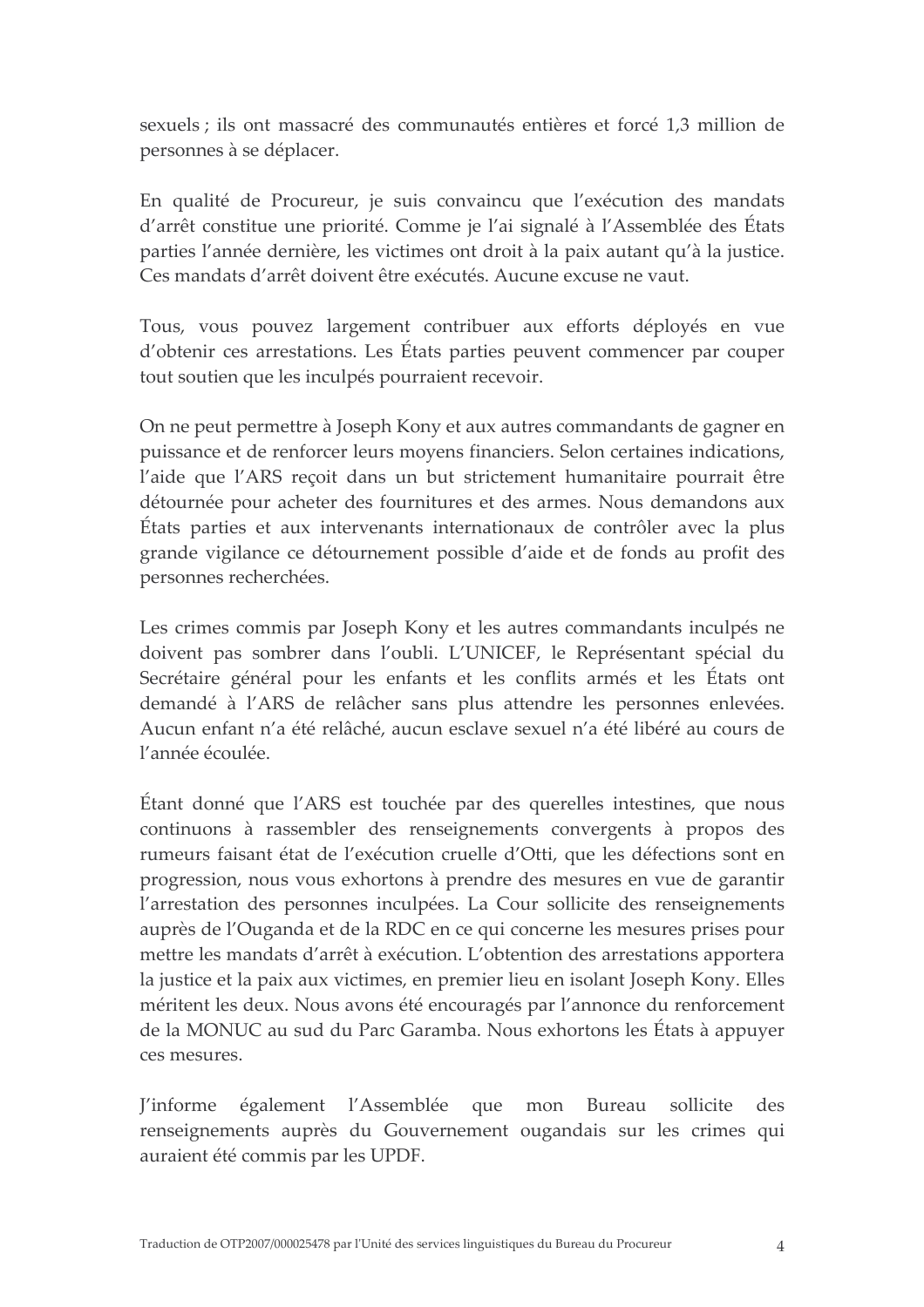sexuels ; ils ont massacré des communautés entières et forcé 1,3 million de personnes à se déplacer.

En qualité de Procureur, je suis convaincu que l'exécution des mandats d'arrêt constitue une priorité. Comme je l'ai signalé à l'Assemblée des États parties l'année dernière, les victimes ont droit à la paix autant qu'à la justice. Ces mandats d'arrêt doivent être exécutés. Aucune excuse ne vaut.

Tous, vous pouvez largement contribuer aux efforts déployés en vue d'obtenir ces arrestations. Les États parties peuvent commencer par couper tout soutien que les inculpés pourraient recevoir.

On ne peut permettre à Joseph Kony et aux autres commandants de gagner en puissance et de renforcer leurs moyens financiers. Selon certaines indications, l'aide que l'ARS reçoit dans un but strictement humanitaire pourrait être détournée pour acheter des fournitures et des armes. Nous demandons aux États parties et aux intervenants internationaux de contrôler avec la plus grande vigilance ce détournement possible d'aide et de fonds au profit des personnes recherchées.

Les crimes commis par Joseph Kony et les autres commandants inculpés ne doivent pas sombrer dans l'oubli. L'UNICEF, le Représentant spécial du Secrétaire général pour les enfants et les conflits armés et les États ont demandé à l'ARS de relâcher sans plus attendre les personnes enlevées. Aucun enfant n'a été relâché, aucun esclave sexuel n'a été libéré au cours de l'année écoulée.

Étant donné que l'ARS est touchée par des querelles intestines, que nous continuons à rassembler des renseignements convergents à propos des rumeurs faisant état de l'exécution cruelle d'Otti, que les défections sont en progression, nous vous exhortons à prendre des mesures en vue de garantir l'arrestation des personnes inculpées. La Cour sollicite des renseignements auprès de l'Ouganda et de la RDC en ce qui concerne les mesures prises pour mettre les mandats d'arrêt à exécution. L'obtention des arrestations apportera la justice et la paix aux victimes, en premier lieu en isolant Joseph Kony. Elles méritent les deux. Nous avons été encouragés par l'annonce du renforcement de la MONUC au sud du Parc Garamba. Nous exhortons les États à appuyer ces mesures.

J'informe également l'Assemblée que mon Bureau sollicite des renseignements auprès du Gouvernement ougandais sur les crimes qui auraient été commis par les UPDF.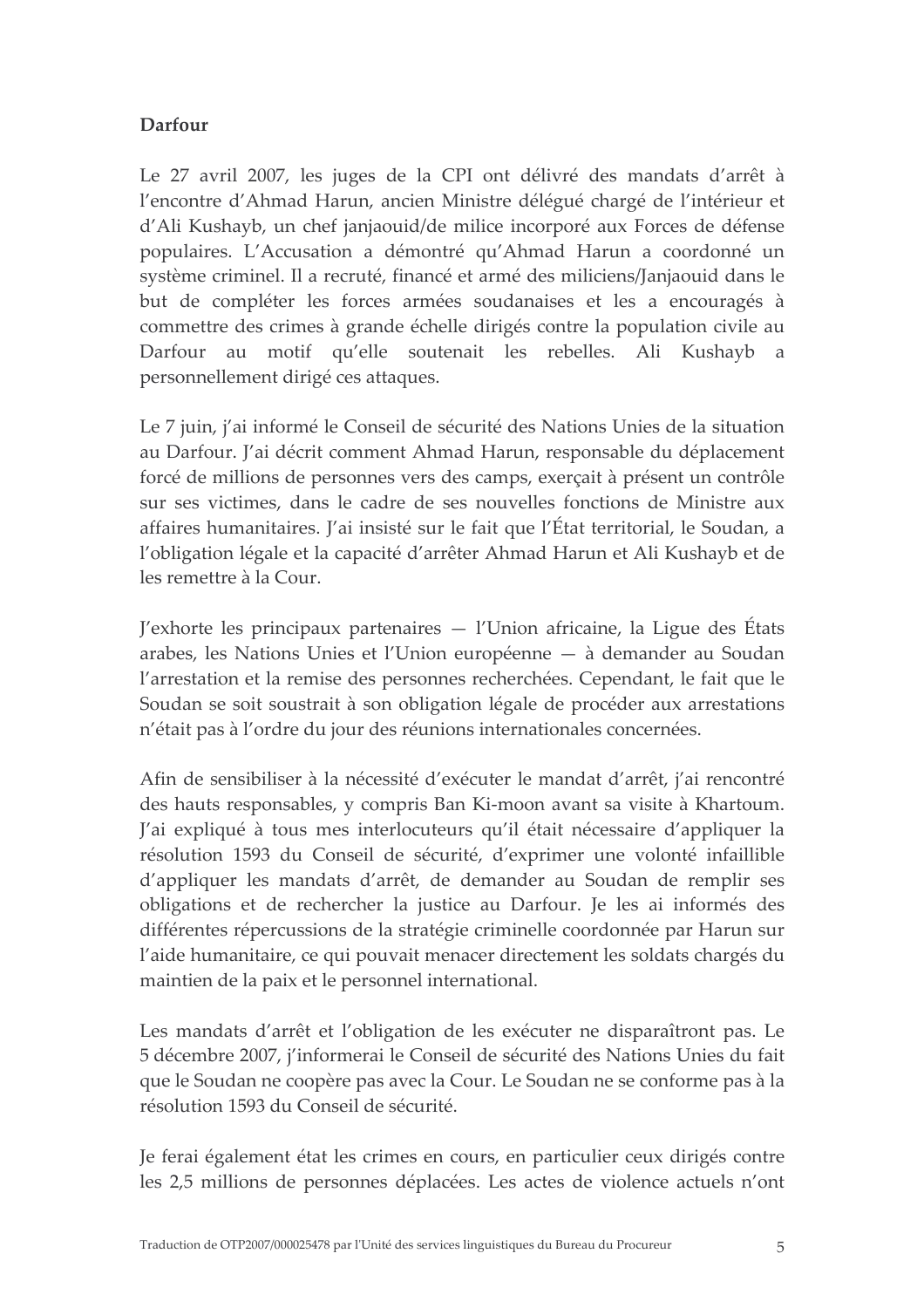**Darfour**

Le 27 avril 2007, les juges de la CPI ont délivré des mandats d'arrêt à l'encontre d'Ahmad Harun, ancien Ministre délégué chargé de l'intérieur et d'Ali Kushayb, un chef janjaouid/de milice incorporé aux Forces de défense populaires. L'Accusation a démontré qu'Ahmad Harun a coordonné un système criminel. Il a recruté, financé et armé des miliciens/Janjaouid dans le but de compléter les forces armées soudanaises et les a encouragés à commettre des crimes à grande échelle dirigés contre la population civile au Darfour au motif qu'elle soutenait les rebelles. Ali Kushayb a personnellement dirigé ces attaques.

Le 7 juin, j'ai informé le Conseil de sécurité des Nations Unies de la situation au Darfour. J'ai décrit comment Ahmad Harun, responsable du déplacement forcé de millions de personnes vers des camps, exerçait à présent un contrôle sur ses victimes, dans le cadre de ses nouvelles fonctions de Ministre aux affaires humanitaires. J'ai insisté sur le fait que l'État territorial, le Soudan, a l'obligation légale et la capacité d'arrêter Ahmad Harun et Ali Kushayb et de les remettre à la Cour.

J'exhorte les principaux partenaires — l'Union africaine, la Ligue des États arabes, les Nations Unies et l'Union européenne — à demander au Soudan l'arrestation et la remise des personnes recherchées. Cependant, le fait que le Soudan se soit soustrait à son obligation légale de procéder aux arrestations n'était pas à l'ordre du jour des réunions internationales concernées.

Afin de sensibiliser à la nécessité d'exécuter le mandat d'arrêt, j'ai rencontré des hauts responsables, y compris Ban Ki-moon avant sa visite à Khartoum. J'ai expliqué à tous mes interlocuteurs qu'il était nécessaire d'appliquer la résolution 1593 du Conseil de sécurité, d'exprimer une volonté infaillible d'appliquer les mandats d'arrêt, de demander au Soudan de remplir ses obligations et de rechercher la justice au Darfour. Je les ai informés des différentes répercussions de la stratégie criminelle coordonnée par Harun sur l'aide humanitaire, ce qui pouvait menacer directement les soldats chargés du maintien de la paix et le personnel international.

Les mandats d'arrêt et l'obligation de les exécuter ne disparaîtront pas. Le 5 décembre 2007, j'informerai le Conseil de sécurité des Nations Unies du fait que le Soudan ne coopère pas avec la Cour. Le Soudan ne se conforme pas à la résolution 1593 du Conseil de sécurité.

Je ferai également état les crimes en cours, en particulier ceux dirigés contre les 2,5 millions de personnes déplacées. Les actes de violence actuels n'ont

Traduction de OTP2007/000025478 par l'Unité des services linguistiques du Bureau du Procureur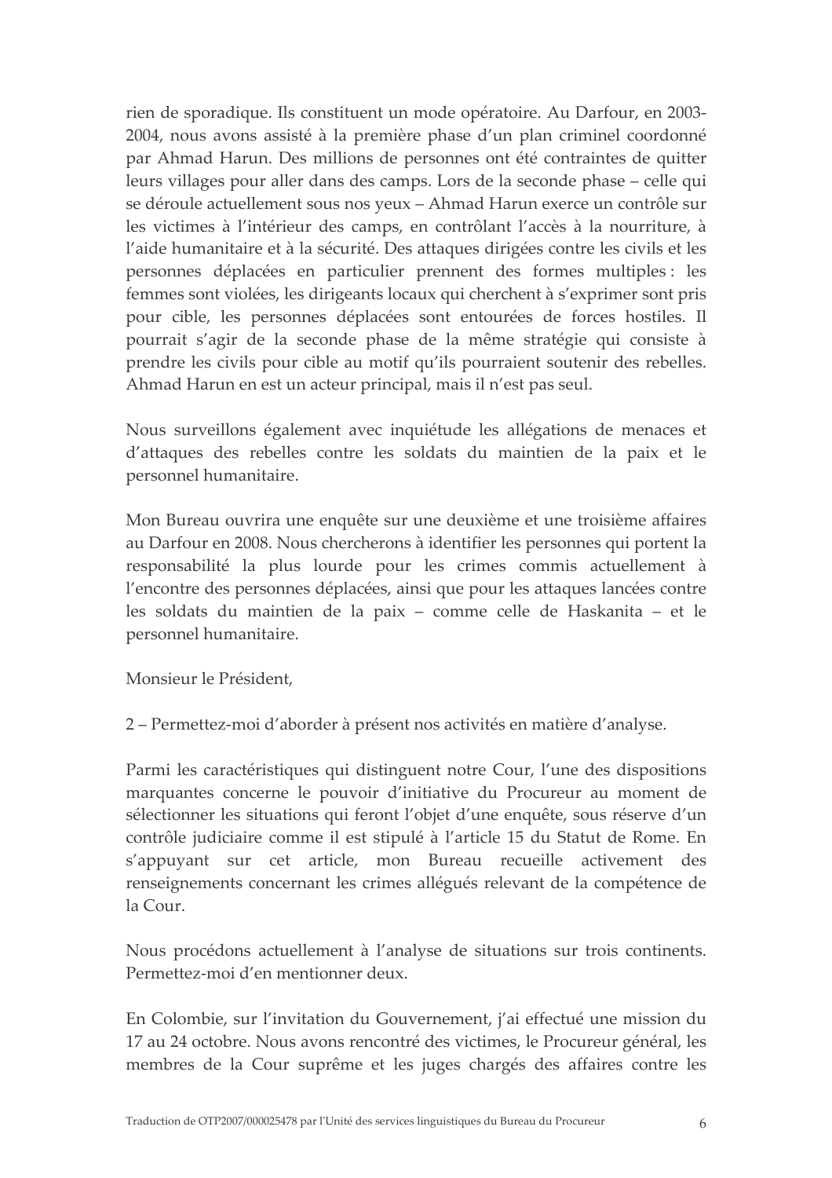rien de sporadique. Ils constituent un mode opératoire. Au Darfour, en 2003-2004, nous avons assisté à la première phase d'un plan criminel coordonné par Ahmad Harun. Des millions de personnes ont été contraintes de quitter leurs villages pour aller dans des camps. Lors de la seconde phase – celle qui se déroule actuellement sous nos yeux – Ahmad Harun exerce un contrôle sur les victimes à l'intérieur des camps, en contrôlant l'accès à la nourriture, à l'aide humanitaire et à la sécurité. Des attaques dirigées contre les civils et les personnes déplacées en particulier prennent des formes multiples : les femmes sont violées, les dirigeants locaux qui cherchent à s'exprimer sont pris pour cible, les personnes déplacées sont entourées de forces hostiles. Il pourrait s'agir de la seconde phase de la même stratégie qui consiste à prendre les civils pour cible au motif qu'ils pourraient soutenir des rebelles. Ahmad Harun en est un acteur principal, mais il n'est pas seul.

Nous surveillons également avec inquiétude les allégations de menaces et d'attaques des rebelles contre les soldats du maintien de la paix et le personnel humanitaire.

Mon Bureau ouvrira une enquête sur une deuxième et une troisième affaires au Darfour en 2008. Nous chercherons à identifier les personnes qui portent la responsabilité la plus lourde pour les crimes commis actuellement à l'encontre des personnes déplacées, ainsi que pour les attaques lancées contre les soldats du maintien de la paix – comme celle de Haskanita – et le personnel humanitaire.

Monsieur le Président,

2 – Permettez-moi d'aborder à présent nos activités en matière d'analyse.

Parmi les caractéristiques qui distinguent notre Cour, l'une des dispositions marquantes concerne le pouvoir d'initiative du Procureur au moment de sélectionner les situations qui feront l'objet d'une enquête, sous réserve d'un contrôle judiciaire comme il est stipulé à l'article 15 du Statut de Rome. En s'appuyant sur cet article, mon Bureau recueille activement des renseignements concernant les crimes allégués relevant de la compétence de la Cour.

Nous procédons actuellement à l'analyse de situations sur trois continents. Permettez-moi d'en mentionner deux.

En Colombie, sur l'invitation du Gouvernement, j'ai effectué une mission du 17 au 24 octobre. Nous avons rencontré des victimes, le Procureur général, les membres de la Cour suprême et les juges chargés des affaires contre les

Traduction de OTP2007/000025478 par l'Unité des services linguistiques du Bureau du Procureur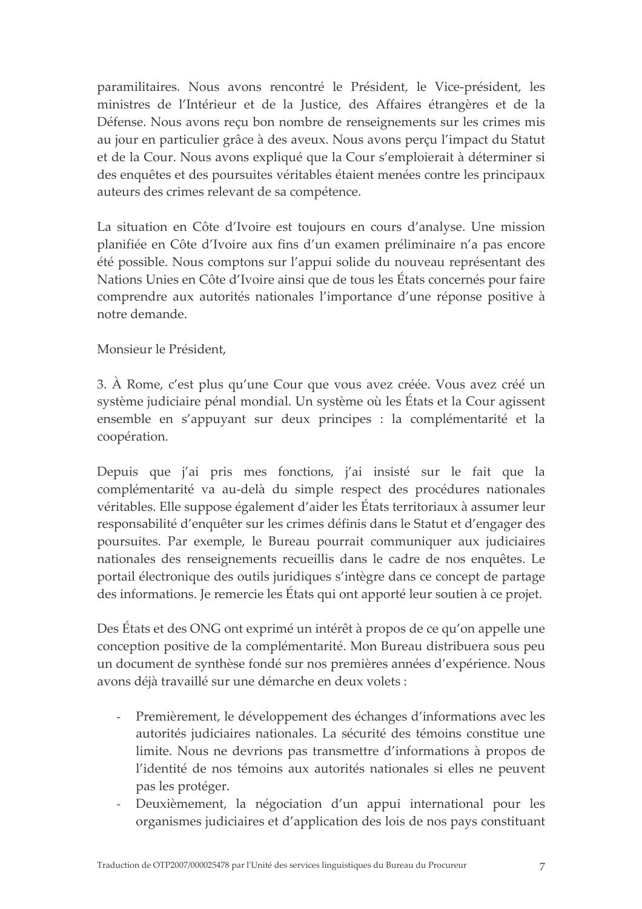paramilitaires. Nous avons rencontré le Président, le Vice-président, les ministres de l'Intérieur et de la Justice, des Affaires étrangères et de la Défense. Nous avons reçu bon nombre de renseignements sur les crimes mis au jour en particulier grâce à des aveux. Nous avons perçu l'impact du Statut et de la Cour. Nous avons expliqué que la Cour s'emploierait à déterminer si des enquêtes et des poursuites véritables étaient menées contre les principaux auteurs des crimes relevant de sa compétence.

La situation en Côte d'Ivoire est toujours en cours d'analyse. Une mission planifiée en Côte d'Ivoire aux fins d'un examen préliminaire n'a pas encore été possible. Nous comptons sur l'appui solide du nouveau représentant des Nations Unies en Côte d'Ivoire ainsi que de tous les États concernés pour faire comprendre aux autorités nationales l'importance d'une réponse positive à notre demande.

Monsieur le Président,

3. À Rome, c'est plus qu'une Cour que vous avez créée. Vous avez créé un système judiciaire pénal mondial. Un système où les États et la Cour agissent ensemble en s'appuyant sur deux principes : la complémentarité et la coopération.

Depuis que j'ai pris mes fonctions, j'ai insisté sur le fait que la complémentarité va au-delà du simple respect des procédures nationales véritables. Elle suppose également d'aider les États territoriaux à assumer leur responsabilité d'enquêter sur les crimes définis dans le Statut et d'engager des poursuites. Par exemple, le Bureau pourrait communiquer aux judiciaires nationales des renseignements recueillis dans le cadre de nos enquêtes. Le portail électronique des outils juridiques s'intègre dans ce concept de partage des informations. Je remercie les États qui ont apporté leur soutien à ce projet.

Des États et des ONG ont exprimé un intérêt à propos de ce qu'on appelle une conception positive de la complémentarité. Mon Bureau distribuera sous peu un document de synthèse fondé sur nos premières années d'expérience. Nous avons déjà travaillé sur une démarche en deux volets :

- Premièrement, le développement des échanges d'informations avec les autorités judiciaires nationales. La sécurité des témoins constitue une limite. Nous ne devrions pas transmettre d'informations à propos de l'identité de nos témoins aux autorités nationales si elles ne peuvent pas les protéger.
- Deuxièmement, la négociation d'un appui international pour les organismes judiciaires et d'application des lois de nos pays constituant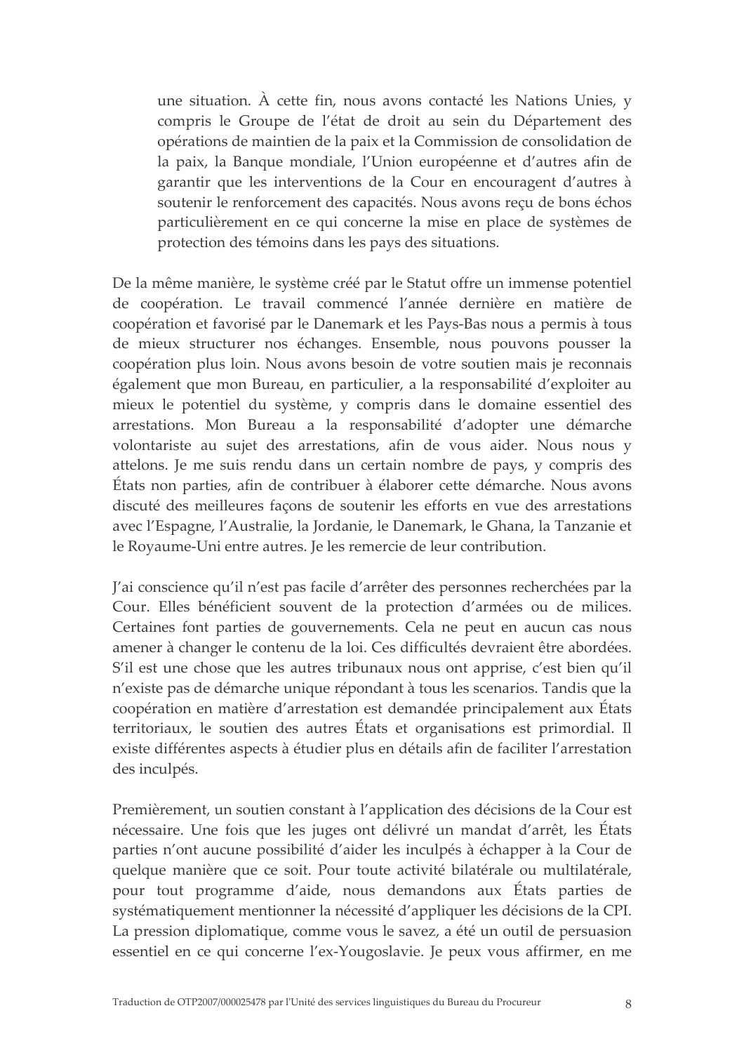une situation. À cette fin, nous avons contacté les Nations Unies, y compris le Groupe de l'état de droit au sein du Département des opérations de maintien de la paix et la Commission de consolidation de la paix, la Banque mondiale, l'Union européenne et d'autres afin de garantir que les interventions de la Cour en encouragent d'autres à soutenir le renforcement des capacités. Nous avons reçu de bons échos particulièrement en ce qui concerne la mise en place de systèmes de protection des témoins dans les pays des situations.

De la même manière, le système créé par le Statut offre un immense potentiel de coopération. Le travail commencé l'année dernière en matière de coopération et favorisé par le Danemark et les Pays-Bas nous a permis à tous de mieux structurer nos échanges. Ensemble, nous pouvons pousser la coopération plus loin. Nous avons besoin de votre soutien mais je reconnais également que mon Bureau, en particulier, a la responsabilité d'exploiter au mieux le potentiel du système, y compris dans le domaine essentiel des arrestations. Mon Bureau a la responsabilité d'adopter une démarche volontariste au sujet des arrestations, afin de vous aider. Nous nous y attelons. Je me suis rendu dans un certain nombre de pays, y compris des États non parties, afin de contribuer à élaborer cette démarche. Nous avons discuté des meilleures façons de soutenir les efforts en vue des arrestations avec l'Espagne, l'Australie, la Jordanie, le Danemark, le Ghana, la Tanzanie et le Royaume-Uni entre autres. Je les remercie de leur contribution.

J'ai conscience qu'il n'est pas facile d'arrêter des personnes recherchées par la Cour. Elles bénéficient souvent de la protection d'armées ou de milices. Certaines font parties de gouvernements. Cela ne peut en aucun cas nous amener à changer le contenu de la loi. Ces difficultés devraient être abordées. S'il est une chose que les autres tribunaux nous ont apprise, c'est bien qu'il n'existe pas de démarche unique répondant à tous les scenarios. Tandis que la coopération en matière d'arrestation est demandée principalement aux États territoriaux, le soutien des autres États et organisations est primordial. Il existe différentes aspects à étudier plus en détails afin de faciliter l'arrestation des inculpés.

Premièrement, un soutien constant à l'application des décisions de la Cour est nécessaire. Une fois que les juges ont délivré un mandat d'arrêt, les États parties n'ont aucune possibilité d'aider les inculpés à échapper à la Cour de quelque manière que ce soit. Pour toute activité bilatérale ou multilatérale, pour tout programme d'aide, nous demandons aux États parties de systématiquement mentionner la nécessité d'appliquer les décisions de la CPI. La pression diplomatique, comme vous le savez, a été un outil de persuasion essentiel en ce qui concerne l'ex-Yougoslavie. Je peux vous affirmer, en me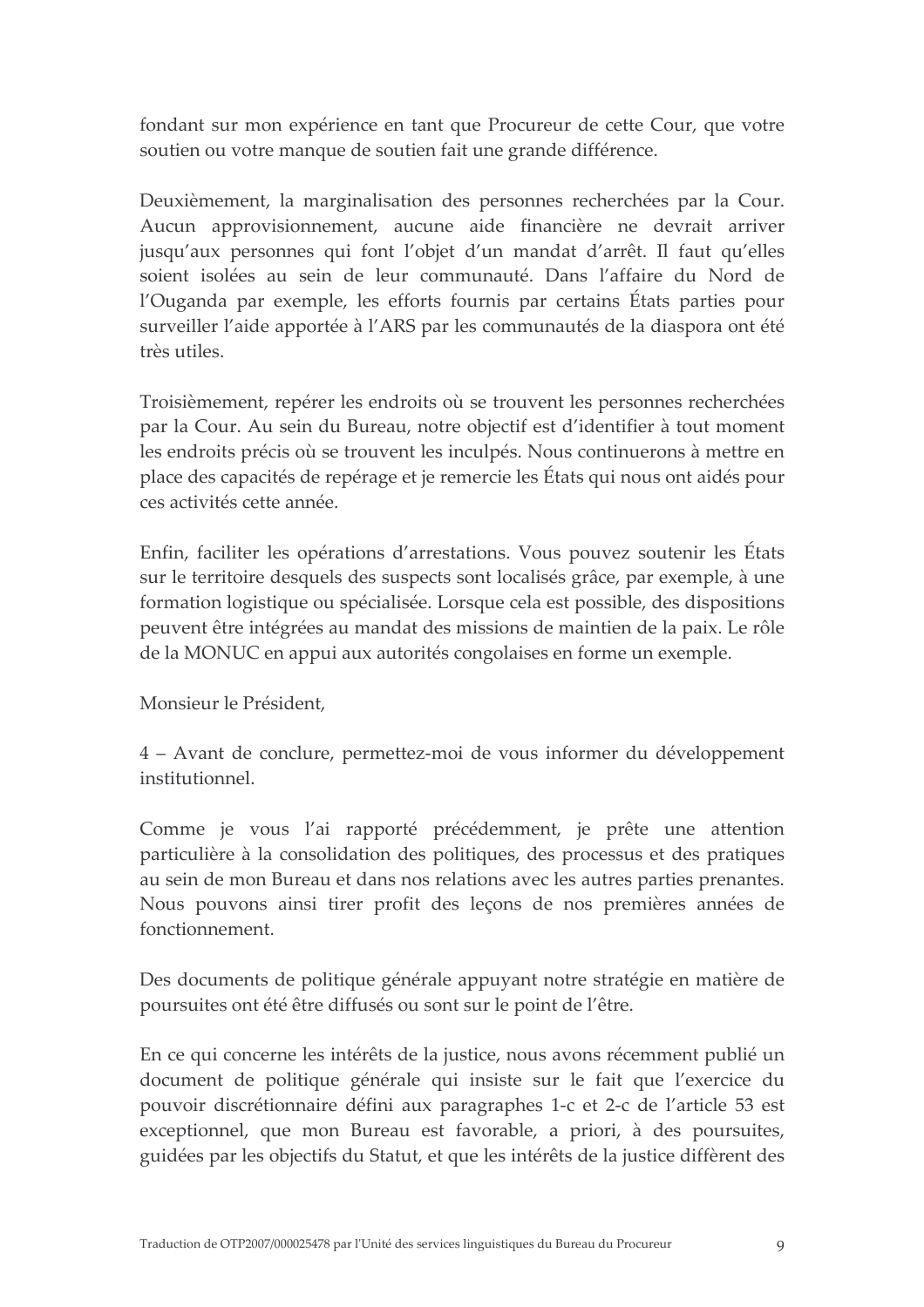fondant sur mon expérience en tant que Procureur de cette Cour, que votre soutien ou votre manque de soutien fait une grande différence.

Deuxièmement, la marginalisation des personnes recherchées par la Cour. Aucun approvisionnement, aucune aide financière ne devrait arriver jusqu'aux personnes qui font l'objet d'un mandat d'arrêt. Il faut qu'elles soient isolées au sein de leur communauté. Dans l'affaire du Nord de l'Ouganda par exemple, les efforts fournis par certains États parties pour surveiller l'aide apportée à l'ARS par les communautés de la diaspora ont été très utiles.

Troisièmement, repérer les endroits où se trouvent les personnes recherchées par la Cour. Au sein du Bureau, notre objectif est d'identifier à tout moment les endroits précis où se trouvent les inculpés. Nous continuerons à mettre en place des capacités de repérage et je remercie les États qui nous ont aidés pour ces activités cette année.

Enfin, faciliter les opérations d'arrestations. Vous pouvez soutenir les États sur le territoire desquels des suspects sont localisés grâce, par exemple, à une formation logistique ou spécialisée. Lorsque cela est possible, des dispositions peuvent être intégrées au mandat des missions de maintien de la paix. Le rôle de la MONUC en appui aux autorités congolaises en forme un exemple.

Monsieur le Président,

4 – Avant de conclure, permettez-moi de vous informer du développement institutionnel.

Comme je vous l'ai rapporté précédemment, je prête une attention particulière à la consolidation des politiques, des processus et des pratiques au sein de mon Bureau et dans nos relations avec les autres parties prenantes. Nous pouvons ainsi tirer profit des leçons de nos premières années de fonctionnement.

Des documents de politique générale appuyant notre stratégie en matière de poursuites ont été être diffusés ou sont sur le point de l'être.

En ce qui concerne les intérêts de la justice, nous avons récemment publié un document de politique générale qui insiste sur le fait que l'exercice du pouvoir discrétionnaire défini aux paragraphes 1-c et 2-c de l'article 53 est exceptionnel, que mon Bureau est favorable, a priori, à des poursuites, guidées par les objectifs du Statut, et que les intérêts de la justice diffèrent des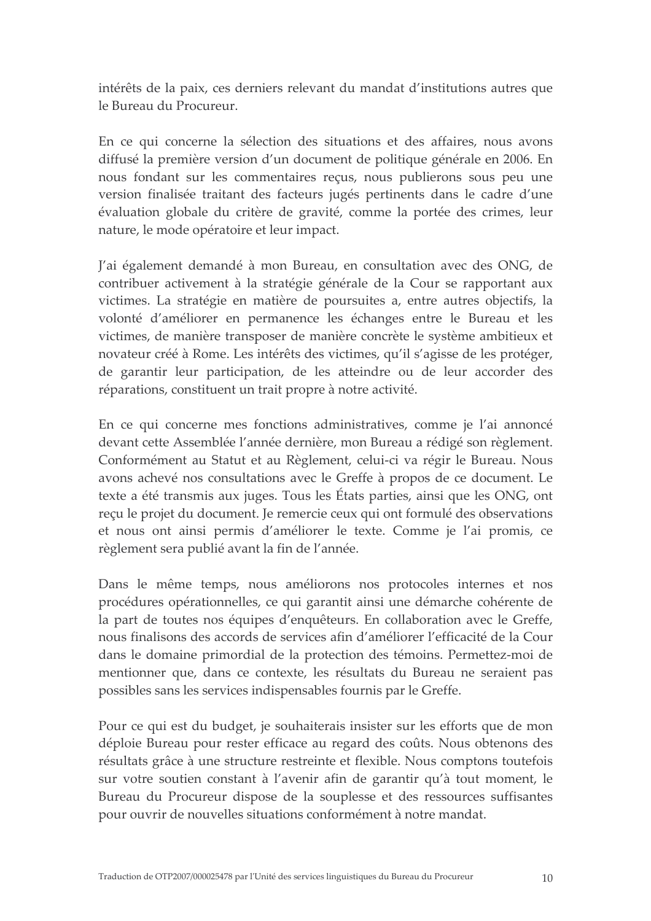intérêts de la paix, ces derniers relevant du mandat d'institutions autres que le Bureau du Procureur.

En ce qui concerne la sélection des situations et des affaires, nous avons diffusé la première version d'un document de politique générale en 2006. En nous fondant sur les commentaires reçus, nous publierons sous peu une version finalisée traitant des facteurs jugés pertinents dans le cadre d'une évaluation globale du critère de gravité, comme la portée des crimes, leur nature, le mode opératoire et leur impact.

J'ai également demandé à mon Bureau, en consultation avec des ONG, de contribuer activement à la stratégie générale de la Cour se rapportant aux victimes. La stratégie en matière de poursuites a, entre autres objectifs, la volonté d'améliorer en permanence les échanges entre le Bureau et les victimes, de manière transposer de manière concrète le système ambitieux et novateur créé à Rome. Les intérêts des victimes, qu'il s'agisse de les protéger, de garantir leur participation, de les atteindre ou de leur accorder des réparations, constituent un trait propre à notre activité.

En ce qui concerne mes fonctions administratives, comme je l'ai annoncé devant cette Assemblée l'année dernière, mon Bureau a rédigé son règlement. Conformément au Statut et au Règlement, celui-ci va régir le Bureau. Nous avons achevé nos consultations avec le Greffe à propos de ce document. Le texte a été transmis aux juges. Tous les États parties, ainsi que les ONG, ont reçu le projet du document. Je remercie ceux qui ont formulé des observations et nous ont ainsi permis d'améliorer le texte. Comme je l'ai promis, ce règlement sera publié avant la fin de l'année.

Dans le même temps, nous améliorons nos protocoles internes et nos procédures opérationnelles, ce qui garantit ainsi une démarche cohérente de la part de toutes nos équipes d'enquêteurs. En collaboration avec le Greffe, nous finalisons des accords de services afin d'améliorer l'efficacité de la Cour dans le domaine primordial de la protection des témoins. Permettez-moi de mentionner que, dans ce contexte, les résultats du Bureau ne seraient pas possibles sans les services indispensables fournis par le Greffe.

Pour ce qui est du budget, je souhaiterais insister sur les efforts que de mon déploie Bureau pour rester efficace au regard des coûts. Nous obtenons des résultats grâce à une structure restreinte et flexible. Nous comptons toutefois sur votre soutien constant à l'avenir afin de garantir qu'à tout moment, le Bureau du Procureur dispose de la souplesse et des ressources suffisantes pour ouvrir de nouvelles situations conformément à notre mandat.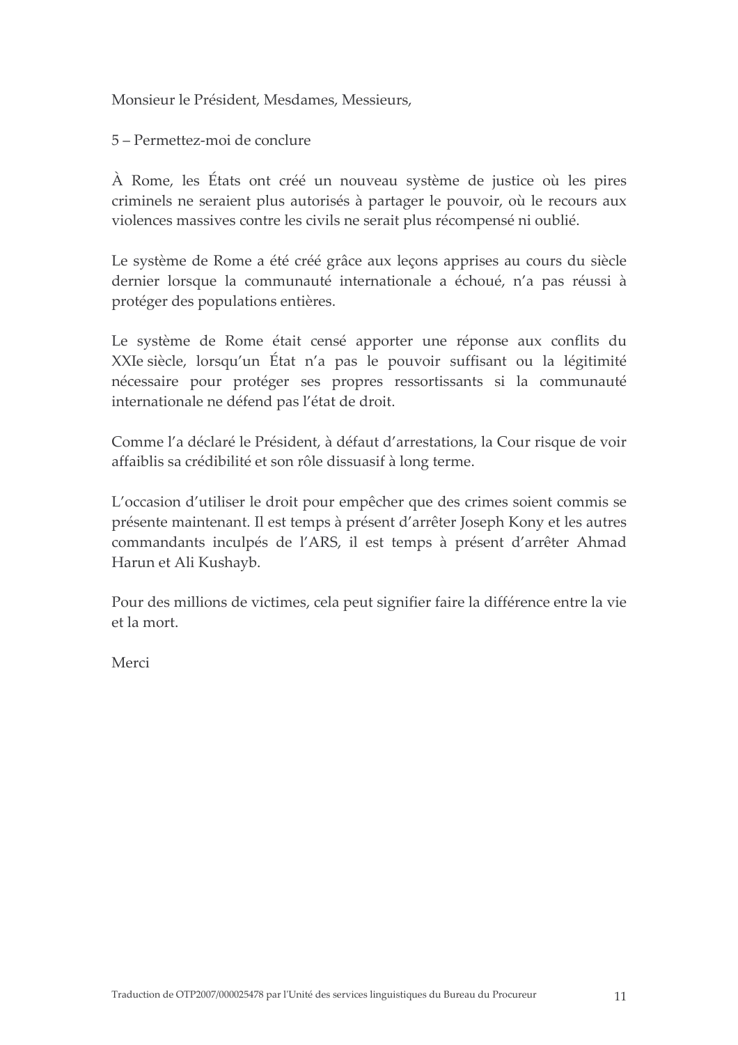Monsieur le Président, Mesdames, Messieurs,

5 – Permettez-moi de conclure

À Rome, les États ont créé un nouveau système de justice où les pires criminels ne seraient plus autorisés à partager le pouvoir, où le recours aux violences massives contre les civils ne serait plus récompensé ni oublié.

Le système de Rome a été créé grâce aux leçons apprises au cours du siècle dernier lorsque la communauté internationale a échoué, n'a pas réussi à protéger des populations entières.

Le système de Rome était censé apporter une réponse aux conflits du XXIe siècle, lorsqu'un État n'a pas le pouvoir suffisant ou la légitimité nécessaire pour protéger ses propres ressortissants si la communauté internationale ne défend pas l'état de droit.

Comme l'a déclaré le Président, à défaut d'arrestations, la Cour risque de voir affaiblis sa crédibilité et son rôle dissuasif à long terme.

L'occasion d'utiliser le droit pour empêcher que des crimes soient commis se présente maintenant. Il est temps à présent d'arrêter Joseph Kony et les autres commandants inculpés de l'ARS, il est temps à présent d'arrêter Ahmad Harun et Ali Kushayb.

Pour des millions de victimes, cela peut signifier faire la différence entre la vie et la mort.

Merci

Traduction de OTP2007/000025478 par l'Unité des services linguistiques du Bureau du Procureur